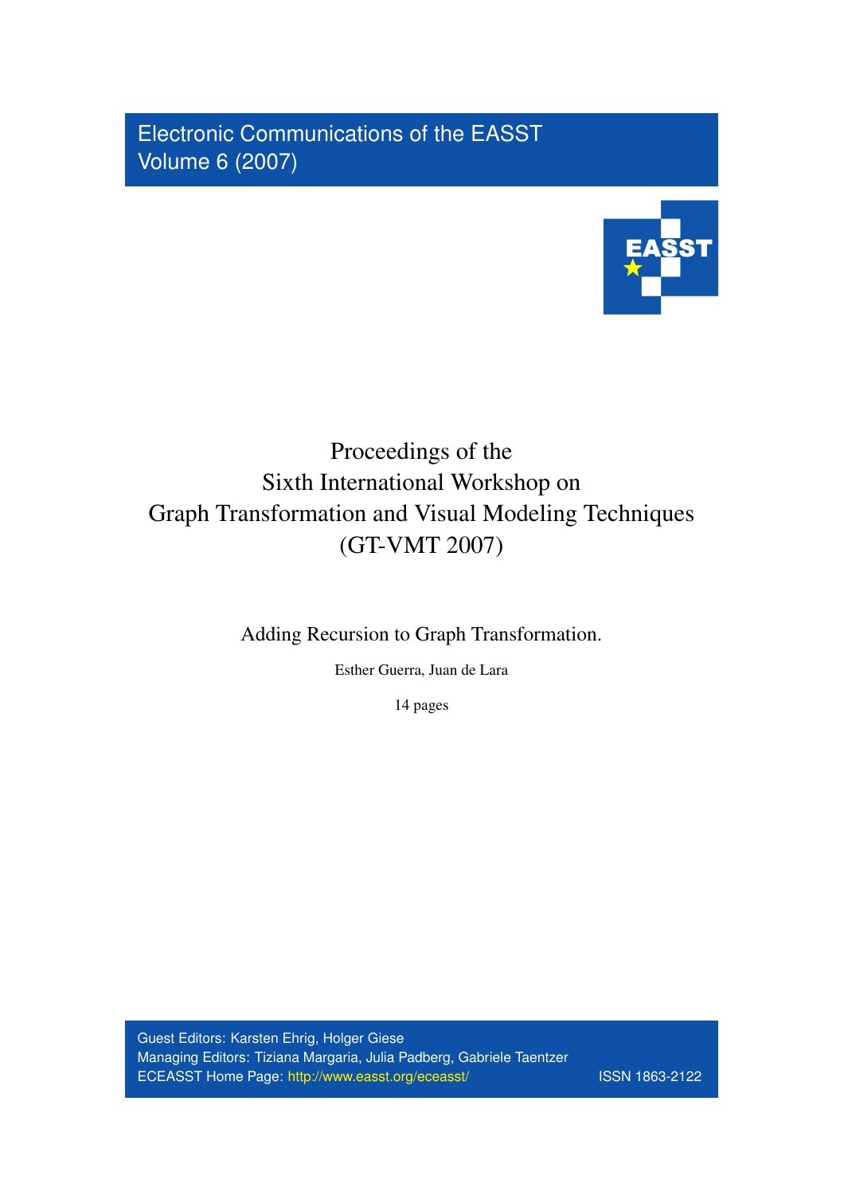Electronic Communications of the EASST
Volume 6 (2007)

# Proceedings of the Sixth International Workshop on Graph Transformation and Visual Modeling Techniques (GT-VMT 2007)

## Adding Recursion to Graph Transformation.

Esther Guerra, Juan de Lara

14 pages

Guest Editors: Karsten Ehrig, Holger Giese
Managing Editors: Tiziana Margaria, Julia Padberg, Gabriele Taentzer
ECEASST Home Page: http://www.easst.org/eceasst/ ISSN 1863-2122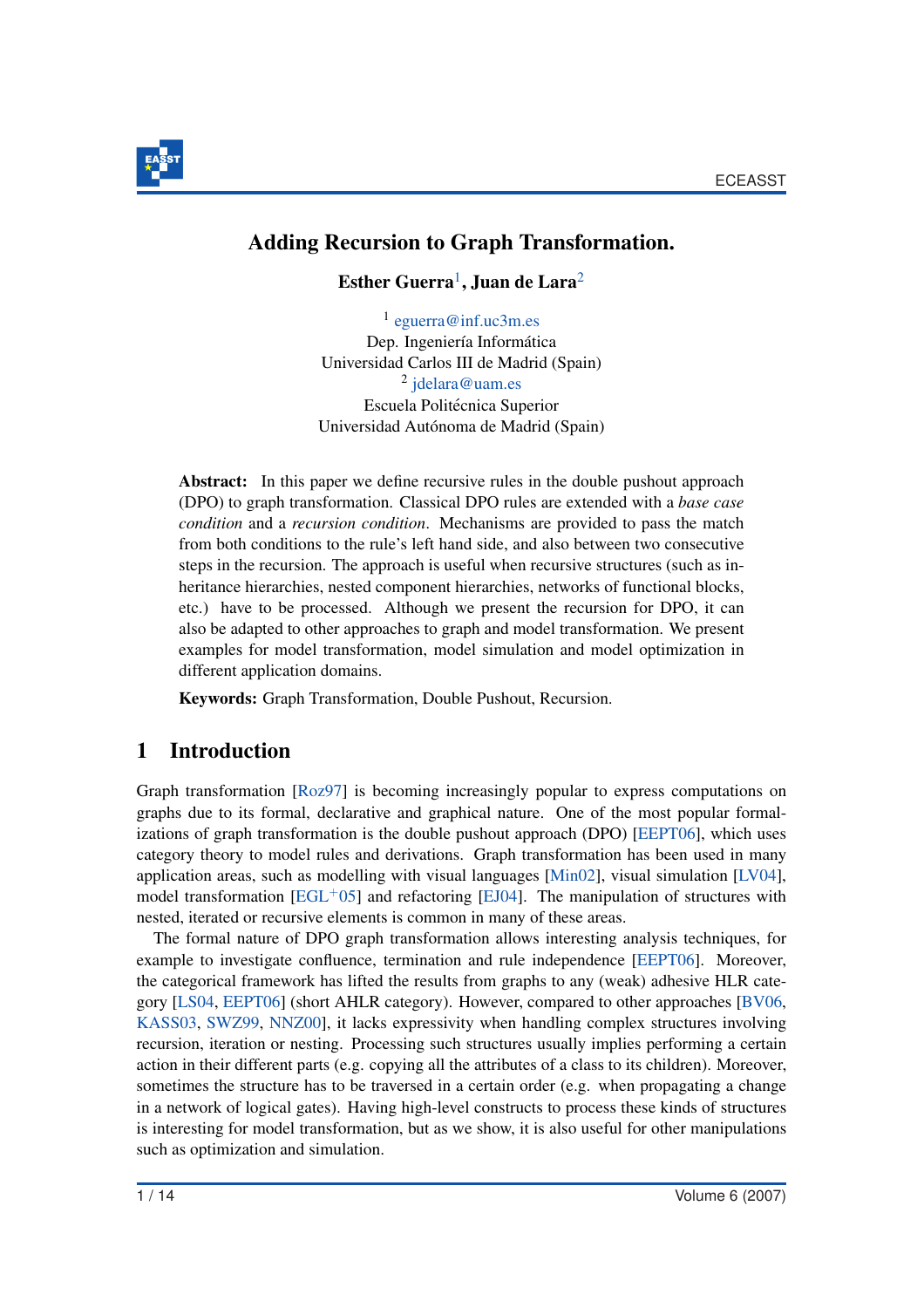# Adding Recursion to Graph Transformation.

**Esther Guerra**[1], **Juan de Lara**[2]

[1] eguerra@inf.uc3m.es
Dep. Ingeniería Informática
Universidad Carlos III de Madrid (Spain)
[2] jdelara@uam.es
Escuela Politécnica Superior
Universidad Autónoma de Madrid (Spain)

**Abstract:** In this paper we define recursive rules in the double pushout approach (DPO) to graph transformation. Classical DPO rules are extended with a *base case condition* and a *recursion condition*. Mechanisms are provided to pass the match from both conditions to the rule's left hand side, and also between two consecutive steps in the recursion. The approach is useful when recursive structures (such as inheritance hierarchies, nested component hierarchies, networks of functional blocks, etc.) have to be processed. Although we present the recursion for DPO, it can also be adapted to other approaches to graph and model transformation. We present examples for model transformation, model simulation and model optimization in different application domains.

**Keywords:** Graph Transformation, Double Pushout, Recursion.

## 1 Introduction

Graph transformation [Roz97] is becoming increasingly popular to express computations on graphs due to its formal, declarative and graphical nature. One of the most popular formalizations of graph transformation is the double pushout approach (DPO) [EEPT06], which uses category theory to model rules and derivations. Graph transformation has been used in many application areas, such as modelling with visual languages [Min02], visual simulation [LV04], model transformation [EGL+05] and refactoring [EJ04]. The manipulation of structures with nested, iterated or recursive elements is common in many of these areas.

The formal nature of DPO graph transformation allows interesting analysis techniques, for example to investigate confluence, termination and rule independence [EEPT06]. Moreover, the categorical framework has lifted the results from graphs to any (weak) adhesive HLR category [LS04, EEPT06] (short AHLR category). However, compared to other approaches [BV06, KASS03, SWZ99, NNZ00], it lacks expressivity when handling complex structures involving recursion, iteration or nesting. Processing such structures usually implies performing a certain action in their different parts (e.g. copying all the attributes of a class to its children). Moreover, sometimes the structure has to be traversed in a certain order (e.g. when propagating a change in a network of logical gates). Having high-level constructs to process these kinds of structures is interesting for model transformation, but as we show, it is also useful for other manipulations such as optimization and simulation.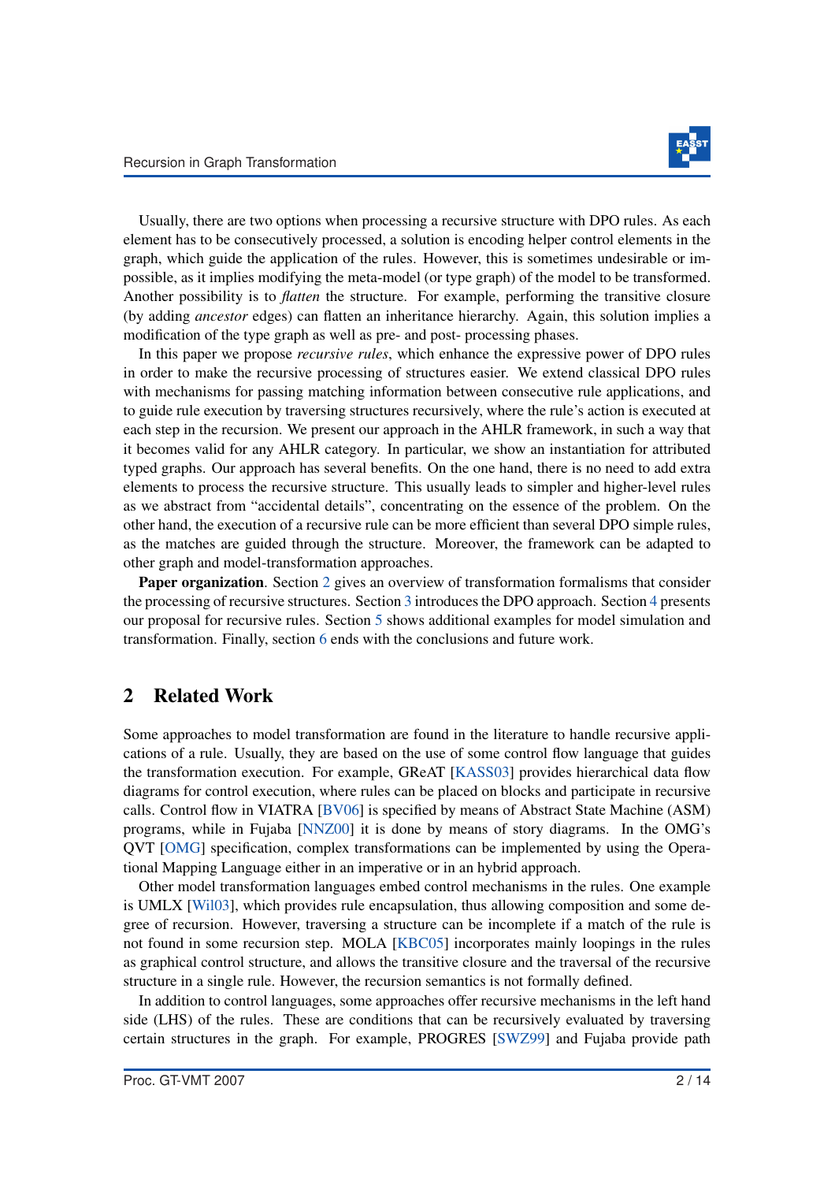Usually, there are two options when processing a recursive structure with DPO rules. As each element has to be consecutively processed, a solution is encoding helper control elements in the graph, which guide the application of the rules. However, this is sometimes undesirable or impossible, as it implies modifying the meta-model (or type graph) of the model to be transformed. Another possibility is to *flatten* the structure. For example, performing the transitive closure (by adding *ancestor* edges) can flatten an inheritance hierarchy. Again, this solution implies a modification of the type graph as well as pre- and post- processing phases.

In this paper we propose *recursive rules*, which enhance the expressive power of DPO rules in order to make the recursive processing of structures easier. We extend classical DPO rules with mechanisms for passing matching information between consecutive rule applications, and to guide rule execution by traversing structures recursively, where the rule's action is executed at each step in the recursion. We present our approach in the AHLR framework, in such a way that it becomes valid for any AHLR category. In particular, we show an instantiation for attributed typed graphs. Our approach has several benefits. On the one hand, there is no need to add extra elements to process the recursive structure. This usually leads to simpler and higher-level rules as we abstract from "accidental details", concentrating on the essence of the problem. On the other hand, the execution of a recursive rule can be more efficient than several DPO simple rules, as the matches are guided through the structure. Moreover, the framework can be adapted to other graph and model-transformation approaches.

**Paper organization**. Section 2 gives an overview of transformation formalisms that consider the processing of recursive structures. Section 3 introduces the DPO approach. Section 4 presents our proposal for recursive rules. Section 5 shows additional examples for model simulation and transformation. Finally, section 6 ends with the conclusions and future work.

## 2 Related Work

Some approaches to model transformation are found in the literature to handle recursive applications of a rule. Usually, they are based on the use of some control flow language that guides the transformation execution. For example, GReAT [KASS03] provides hierarchical data flow diagrams for control execution, where rules can be placed on blocks and participate in recursive calls. Control flow in VIATRA [BV06] is specified by means of Abstract State Machine (ASM) programs, while in Fujaba [NNZ00] it is done by means of story diagrams. In the OMG's QVT [OMG] specification, complex transformations can be implemented by using the Operational Mapping Language either in an imperative or in an hybrid approach.

Other model transformation languages embed control mechanisms in the rules. One example is UMLX [Wil03], which provides rule encapsulation, thus allowing composition and some degree of recursion. However, traversing a structure can be incomplete if a match of the rule is not found in some recursion step. MOLA [KBC05] incorporates mainly loopings in the rules as graphical control structure, and allows the transitive closure and the traversal of the recursive structure in a single rule. However, the recursion semantics is not formally defined.

In addition to control languages, some approaches offer recursive mechanisms in the left hand side (LHS) of the rules. These are conditions that can be recursively evaluated by traversing certain structures in the graph. For example, PROGRES [SWZ99] and Fujaba provide path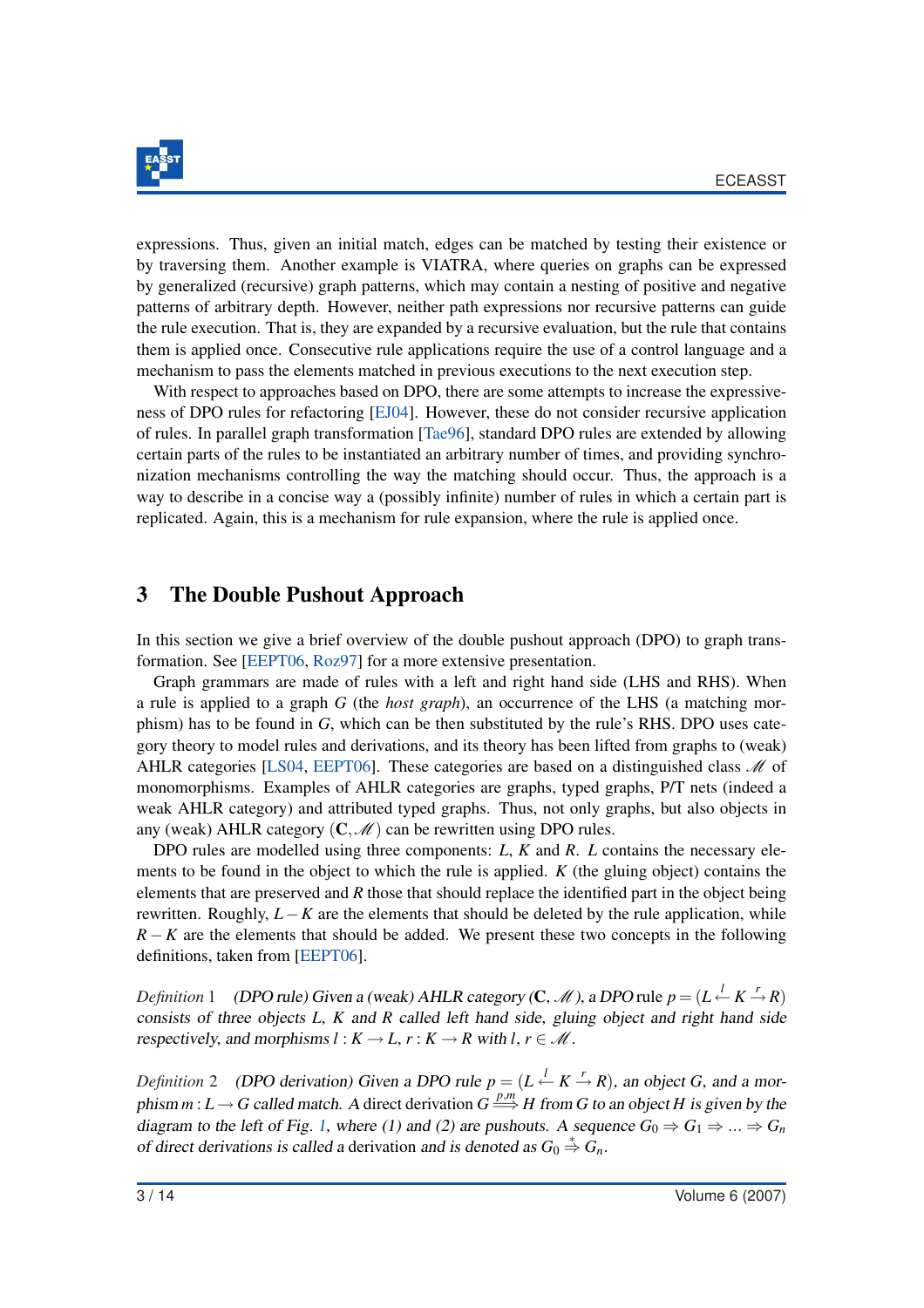expressions. Thus, given an initial match, edges can be matched by testing their existence or by traversing them. Another example is VIATRA, where queries on graphs can be expressed by generalized (recursive) graph patterns, which may contain a nesting of positive and negative patterns of arbitrary depth. However, neither path expressions nor recursive patterns can guide the rule execution. That is, they are expanded by a recursive evaluation, but the rule that contains them is applied once. Consecutive rule applications require the use of a control language and a mechanism to pass the elements matched in previous executions to the next execution step.

With respect to approaches based on DPO, there are some attempts to increase the expressiveness of DPO rules for refactoring [EJ04]. However, these do not consider recursive application of rules. In parallel graph transformation [Tae96], standard DPO rules are extended by allowing certain parts of the rules to be instantiated an arbitrary number of times, and providing synchronization mechanisms controlling the way the matching should occur. Thus, the approach is a way to describe in a concise way a (possibly infinite) number of rules in which a certain part is replicated. Again, this is a mechanism for rule expansion, where the rule is applied once.

## 3 The Double Pushout Approach

In this section we give a brief overview of the double pushout approach (DPO) to graph transformation. See [EEPT06, Roz97] for a more extensive presentation.

Graph grammars are made of rules with a left and right hand side (LHS and RHS). When a rule is applied to a graph $G$ (the *host graph*), an occurrence of the LHS (a matching morphism) has to be found in $G$, which can be then substituted by the rule's RHS. DPO uses category theory to model rules and derivations, and its theory has been lifted from graphs to (weak) AHLR categories [LS04, EEPT06]. These categories are based on a distinguished class $\mathscr{M}$ of monomorphisms. Examples of AHLR categories are graphs, typed graphs, P/T nets (indeed a weak AHLR category) and attributed typed graphs. Thus, not only graphs, but also objects in any (weak) AHLR category $(\mathbf{C}, \mathscr{M})$ can be rewritten using DPO rules.

DPO rules are modelled using three components: $L$, $K$ and $R$. $L$ contains the necessary elements to be found in the object to which the rule is applied. $K$ (the gluing object) contains the elements that are preserved and $R$ those that should replace the identified part in the object being rewritten. Roughly, $L-K$ are the elements that should be deleted by the rule application, while $R-K$ are the elements that should be added. We present these two concepts in the following definitions, taken from [EEPT06].

*Definition* 1 *(DPO rule) Given a (weak) AHLR category* $(\mathbf{C}, \mathscr{M})$*, a* DPO rule $p = (L \stackrel{l}{\leftarrow} K \stackrel{r}{\rightarrow} R)$ *consists of three objects* $L$*,* $K$ *and* $R$ *called left hand side, gluing object and right hand side respectively, and morphisms* $l: K \rightarrow L$*,* $r: K \rightarrow R$ *with* $l, r \in \mathscr{M}$*.*

*Definition* 2 *(DPO derivation) Given a DPO rule* $p = (L \stackrel{l}{\leftarrow} K \stackrel{r}{\rightarrow} R)$*, an object* $G$*, and a morphism* $m: L \rightarrow G$ *called match. A* direct derivation $G \stackrel{p,m}{\Longrightarrow} H$ *from* $G$ *to an object* $H$ *is given by the diagram to the left of Fig. 1, where (1) and (2) are pushouts. A sequence* $G_0 \Rightarrow G_1 \Rightarrow \ldots \Rightarrow G_n$ *of direct derivations is called a* derivation *and is denoted as* $G_0 \stackrel{*}{\Rightarrow} G_n$*.*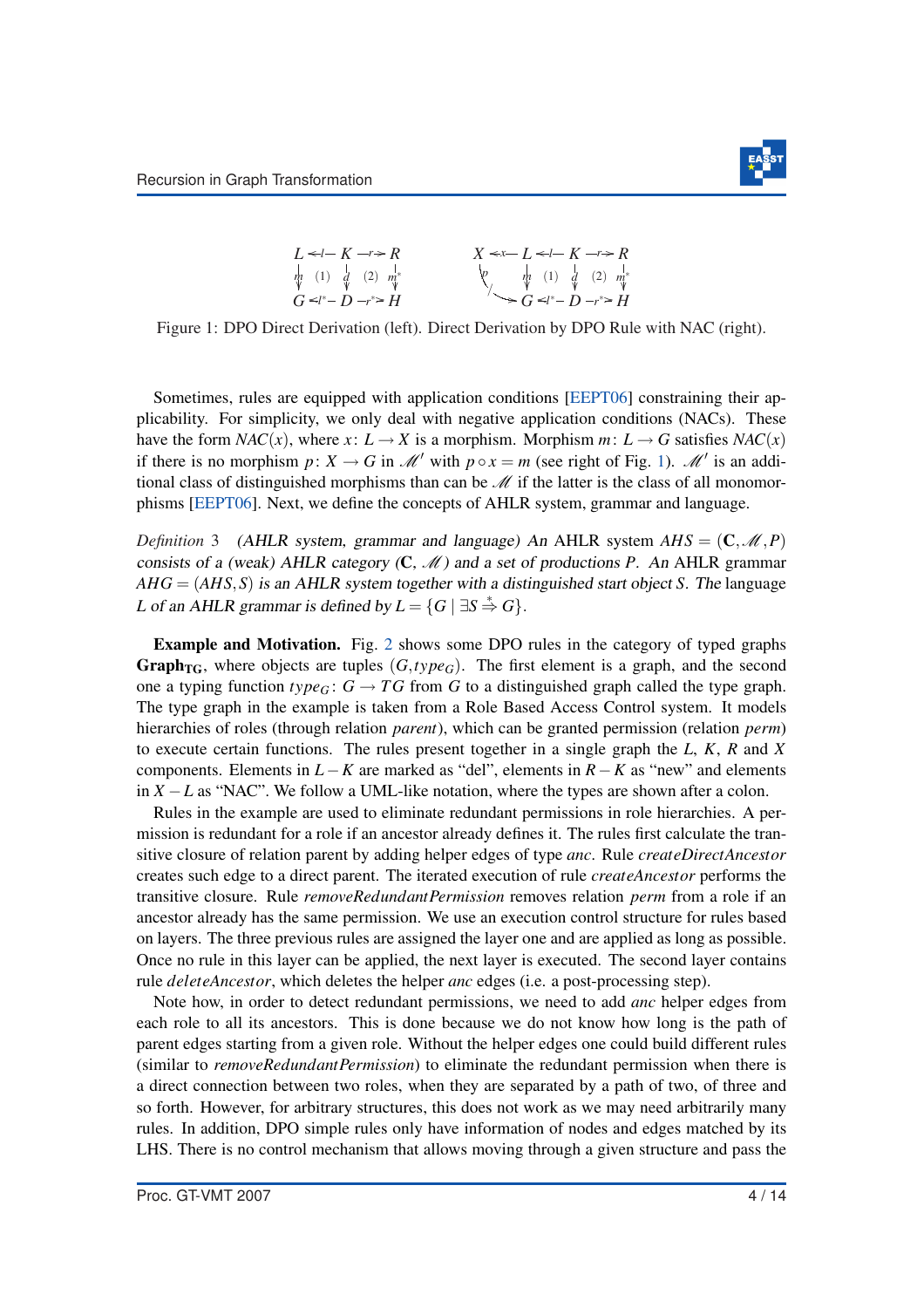$$
\begin{array}{ccccc}
L & \xleftarrow{l} & K & \xrightarrow{r} & R \\
\downarrow m & (1) & \downarrow d & (2) & \downarrow m^* \\
G & \xleftarrow{l^*} & D & \xrightarrow{r^*} & H
\end{array}
\qquad
\begin{array}{ccccccc}
X & \xleftarrow{x} & L & \xleftarrow{l} & K & \xrightarrow{r} & R \\
& \searrow p & \downarrow m & (1) & \downarrow d & (2) & \downarrow m^* \\
& & G & \xleftarrow{l^*} & D & \xrightarrow{r^*} & H
\end{array}
$$

Figure 1: DPO Direct Derivation (left). Direct Derivation by DPO Rule with NAC (right).

Sometimes, rules are equipped with application conditions [EEPT06] constraining their applicability. For simplicity, we only deal with negative application conditions (NACs). These have the form $NAC(x)$, where $x\colon L \to X$ is a morphism. Morphism $m\colon L \to G$ satisfies $NAC(x)$ if there is no morphism $p\colon X \to G$ in $\mathcal{M}'$ with $p \circ x = m$ (see right of Fig. 1). $\mathcal{M}'$ is an additional class of distinguished morphisms than can be $\mathcal{M}$ if the latter is the class of all monomorphisms [EEPT06]. Next, we define the concepts of AHLR system, grammar and language.

*Definition 3 (AHLR system, grammar and language) An AHLR system $AHS = (\mathbf{C}, \mathcal{M}, P)$ consists of a (weak) AHLR category $(\mathbf{C}, \mathcal{M})$ and a set of productions $P$. An AHLR grammar $AHG = (AHS, S)$ is an AHLR system together with a distinguished start object $S$. The language $L$ of an AHLR grammar is defined by $L = \{G \mid \exists S \stackrel{*}{\Rightarrow} G\}$.*

**Example and Motivation.** Fig. 2 shows some DPO rules in the category of typed graphs $\mathbf{Graph_{TG}}$, where objects are tuples $(G, type_G)$. The first element is a graph, and the second one a typing function $type_G\colon G \to TG$ from $G$ to a distinguished graph called the type graph. The type graph in the example is taken from a Role Based Access Control system. It models hierarchies of roles (through relation *parent*), which can be granted permission (relation *perm*) to execute certain functions. The rules present together in a single graph the $L$, $K$, $R$ and $X$ components. Elements in $L - K$ are marked as "del", elements in $R - K$ as "new" and elements in $X - L$ as "NAC". We follow a UML-like notation, where the types are shown after a colon.

Rules in the example are used to eliminate redundant permissions in role hierarchies. A permission is redundant for a role if an ancestor already defines it. The rules first calculate the transitive closure of relation parent by adding helper edges of type *anc*. Rule *createDirectAncestor* creates such edge to a direct parent. The iterated execution of rule *createAncestor* performs the transitive closure. Rule *removeRedundantPermission* removes relation *perm* from a role if an ancestor already has the same permission. We use an execution control structure for rules based on layers. The three previous rules are assigned the layer one and are applied as long as possible. Once no rule in this layer can be applied, the next layer is executed. The second layer contains rule *deleteAncestor*, which deletes the helper *anc* edges (i.e. a post-processing step).

Note how, in order to detect redundant permissions, we need to add *anc* helper edges from each role to all its ancestors. This is done because we do not know how long is the path of parent edges starting from a given role. Without the helper edges one could build different rules (similar to *removeRedundantPermission*) to eliminate the redundant permission when there is a direct connection between two roles, when they are separated by a path of two, of three and so forth. However, for arbitrary structures, this does not work as we may need arbitrarily many rules. In addition, DPO simple rules only have information of nodes and edges matched by its LHS. There is no control mechanism that allows moving through a given structure and pass the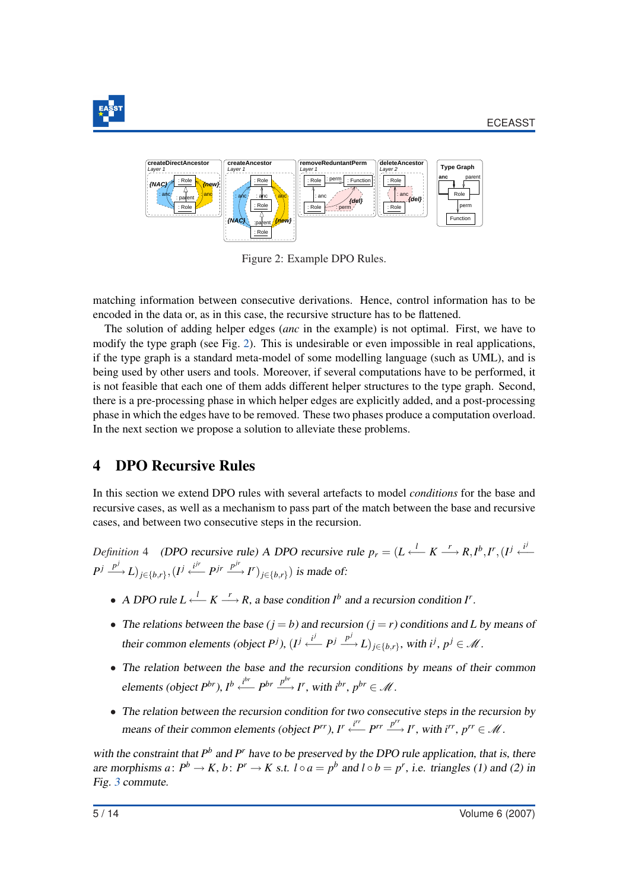Figure 2: Example DPO Rules.

matching information between consecutive derivations. Hence, control information has to be encoded in the data or, as in this case, the recursive structure has to be flattened.

The solution of adding helper edges (*anc* in the example) is not optimal. First, we have to modify the type graph (see Fig. 2). This is undesirable or even impossible in real applications, if the type graph is a standard meta-model of some modelling language (such as UML), and is being used by other users and tools. Moreover, if several computations have to be performed, it is not feasible that each one of them adds different helper structures to the type graph. Second, there is a pre-processing phase in which helper edges are explicitly added, and a post-processing phase in which the edges have to be removed. These two phases produce a computation overload. In the next section we propose a solution to alleviate these problems.

## 4 DPO Recursive Rules

In this section we extend DPO rules with several artefacts to model *conditions* for the base and recursive cases, as well as a mechanism to pass part of the match between the base and recursive cases, and between two consecutive steps in the recursion.

*Definition* 4 *(DPO recursive rule) A DPO recursive rule* $p_r = (L \xleftarrow{l} K \xrightarrow{r} R, I^b, I^r, (I^j \xleftarrow{i^j} P^j \xrightarrow{p^j} L)_{j\in\{b,r\}}, (I^j \xleftarrow{i^{jr}} P^{jr} \xrightarrow{p^{jr}} I^r)_{j\in\{b,r\}})$ *is made of:*

- *A DPO rule* $L \xleftarrow{l} K \xrightarrow{r} R$*, a base condition* $I^b$ *and a recursion condition* $I^r$*.*
- *The relations between the base* ($j = b$) *and recursion* ($j = r$) *conditions and* $L$ *by means of their common elements (object* $P^j$*),* $(I^j \xleftarrow{i^j} P^j \xrightarrow{p^j} L)_{j\in\{b,r\}}$*, with* $i^j, p^j \in \mathscr{M}$*.*
- *The relation between the base and the recursion conditions by means of their common elements (object* $P^{br}$*),* $I^b \xleftarrow{i^{br}} P^{br} \xrightarrow{p^{br}} I^r$*, with* $i^{br}, p^{br} \in \mathscr{M}$*.*
- *The relation between the recursion condition for two consecutive steps in the recursion by means of their common elements (object* $P^{rr}$*),* $I^r \xleftarrow{i^{rr}} P^{rr} \xrightarrow{p^{rr}} I^r$*, with* $i^{rr}, p^{rr} \in \mathscr{M}$*.*

*with the constraint that* $P^b$ *and* $P^r$ *have to be preserved by the DPO rule application, that is, there are morphisms* $a\colon P^b \to K$*,* $b\colon P^r \to K$ *s.t.* $l \circ a = p^b$ *and* $l \circ b = p^r$*, i.e. triangles (1) and (2) in Fig. 3 commute.*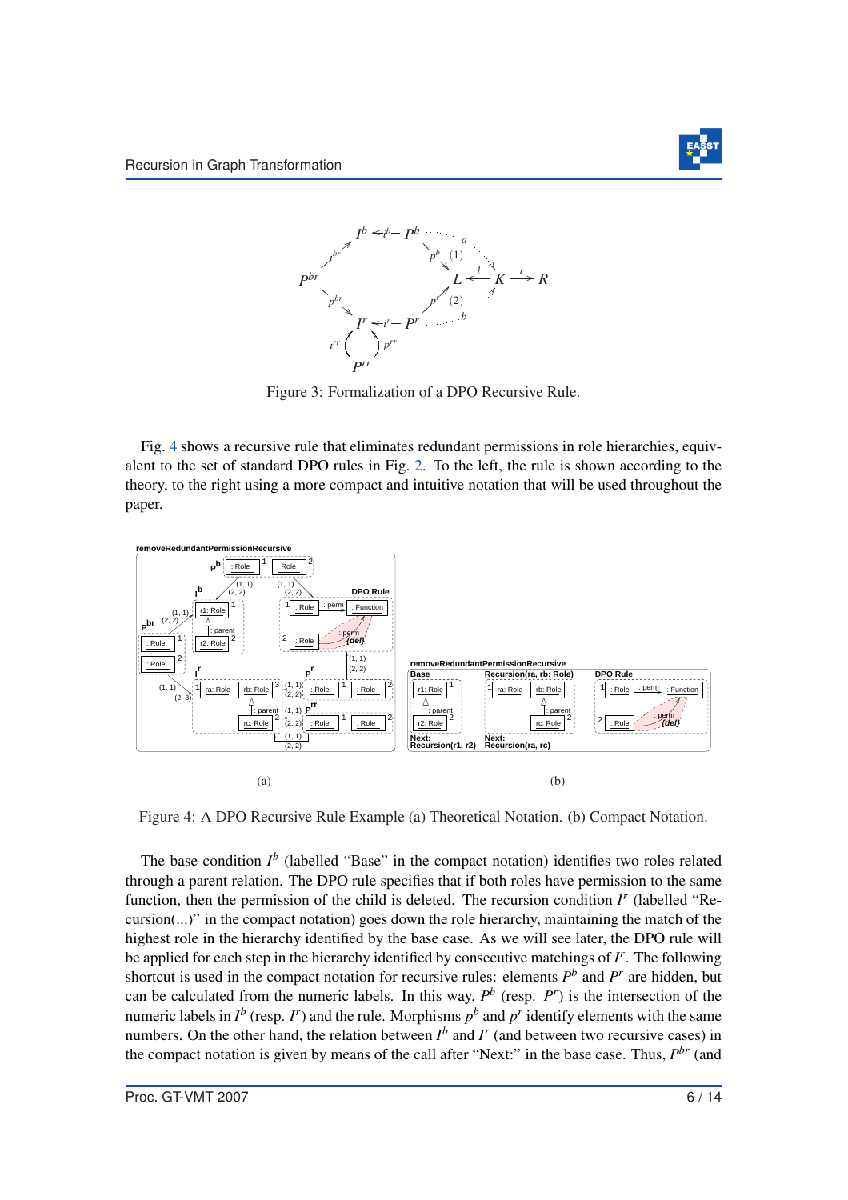Figure 3: Formalization of a DPO Recursive Rule.

Fig. 4 shows a recursive rule that eliminates redundant permissions in role hierarchies, equivalent to the set of standard DPO rules in Fig. 2. To the left, the rule is shown according to the theory, to the right using a more compact and intuitive notation that will be used throughout the paper.

(a) (b)

Figure 4: A DPO Recursive Rule Example (a) Theoretical Notation. (b) Compact Notation.

The base condition $I^b$ (labelled "Base" in the compact notation) identifies two roles related through a parent relation. The DPO rule specifies that if both roles have permission to the same function, then the permission of the child is deleted. The recursion condition $I^r$ (labelled "Recursion(...)" in the compact notation) goes down the role hierarchy, maintaining the match of the highest role in the hierarchy identified by the base case. As we will see later, the DPO rule will be applied for each step in the hierarchy identified by consecutive matchings of $I^r$. The following shortcut is used in the compact notation for recursive rules: elements $P^b$ and $P^r$ are hidden, but can be calculated from the numeric labels. In this way, $P^b$ (resp. $P^r$) is the intersection of the numeric labels in $I^b$ (resp. $I^r$) and the rule. Morphisms $p^b$ and $p^r$ identify elements with the same numbers. On the other hand, the relation between $I^b$ and $I^r$ (and between two recursive cases) in the compact notation is given by means of the call after "Next:" in the base case. Thus, $P^{br}$ (and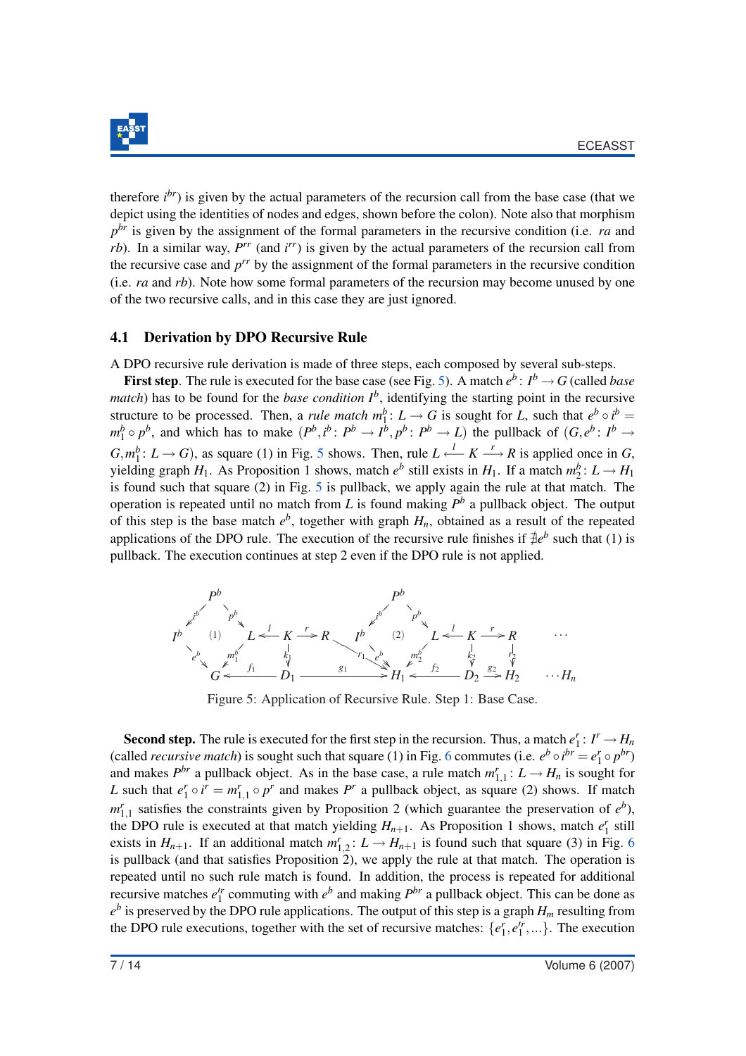therefore $i^{br}$) is given by the actual parameters of the recursion call from the base case (that we depict using the identities of nodes and edges, shown before the colon). Note also that morphism $p^{br}$ is given by the assignment of the formal parameters in the recursive condition (i.e. *ra* and *rb*). In a similar way, $P^{rr}$ (and $i^{rr}$) is given by the actual parameters of the recursion call from the recursive case and $p^{rr}$ by the assignment of the formal parameters in the recursive condition (i.e. *ra* and *rb*). Note how some formal parameters of the recursion may become unused by one of the two recursive calls, and in this case they are just ignored.

### 4.1 Derivation by DPO Recursive Rule

A DPO recursive rule derivation is made of three steps, each composed by several sub-steps.

**First step**. The rule is executed for the base case (see Fig. 5). A match $e^b\colon I^b \to G$ (called *base match*) has to be found for the *base condition* $I^b$, identifying the starting point in the recursive structure to be processed. Then, a *rule match* $m_1^b\colon L \to G$ is sought for $L$, such that $e^b \circ i^b = m_1^b \circ p^b$, and which has to make $(P^b, i^b\colon P^b \to I^b, p^b\colon P^b \to L)$ the pullback of $(G, e^b\colon I^b \to G, m_1^b\colon L \to G)$, as square (1) in Fig. 5 shows. Then, rule $L \xleftarrow{l} K \xrightarrow{r} R$ is applied once in $G$, yielding graph $H_1$. As Proposition 1 shows, match $e^b$ still exists in $H_1$. If a match $m_2^b\colon L \to H_1$ is found such that square (2) in Fig. 5 is pullback, we apply again the rule at that match. The operation is repeated until no match from $L$ is found making $P^b$ a pullback object. The output of this step is the base match $e^b$, together with graph $H_n$, obtained as a result of the repeated applications of the DPO rule. The execution of the recursive rule finishes if $\nexists e^b$ such that (1) is pullback. The execution continues at step 2 even if the DPO rule is not applied.

$$
\begin{array}{c}
P^b \xrightarrow{i^b} I^b,\quad P^b \xrightarrow{p^b} L,\quad I^b \xrightarrow{e^b} G,\quad L \xrightarrow{m_1^b} G \;(1) \\
L \xleftarrow{l} K \xrightarrow{r} R,\quad G \xleftarrow{f_1} D_1 \xrightarrow{g_1} H_1,\quad K \xrightarrow{k_1} D_1 \\
P^b \xrightarrow{i^b} I^b,\quad P^b \xrightarrow{p^b} L,\quad I^b \xrightarrow{e^b} H_1,\quad L \xrightarrow{m_2^b} H_1 \;(2),\quad R \xrightarrow{r_1} H_1 \\
L \xleftarrow{l} K \xrightarrow{r} R,\quad H_1 \xleftarrow{f_2} D_2 \xrightarrow{g_2} H_2,\quad K \xrightarrow{k_2} D_2,\quad R \xrightarrow{r_2} H_2 \quad \cdots \quad \cdots H_n
\end{array}
$$

Figure 5: Application of Recursive Rule. Step 1: Base Case.

**Second step.** The rule is executed for the first step in the recursion. Thus, a match $e_1^r\colon I^r \to H_n$ (called *recursive match*) is sought such that square (1) in Fig. 6 commutes (i.e. $e^b \circ i^{br} = e_1^r \circ p^{br}$) and makes $P^{br}$ a pullback object. As in the base case, a rule match $m_{1,1}^r\colon L \to H_n$ is sought for $L$ such that $e_1^r \circ i^r = m_{1,1}^r \circ p^r$ and makes $P^r$ a pullback object, as square (2) shows. If match $m_{1,1}^r$ satisfies the constraints given by Proposition 2 (which guarantee the preservation of $e^b$), the DPO rule is executed at that match yielding $H_{n+1}$. As Proposition 1 shows, match $e_1^r$ still exists in $H_{n+1}$. If an additional match $m_{1,2}^r\colon L \to H_{n+1}$ is found such that square (3) in Fig. 6 is pullback (and that satisfies Proposition 2), we apply the rule at that match. The operation is repeated until no such rule match is found. In addition, the process is repeated for additional recursive matches $e_1'^r$ commuting with $e^b$ and making $P^{br}$ a pullback object. This can be done as $e^b$ is preserved by the DPO rule applications. The output of this step is a graph $H_m$ resulting from the DPO rule executions, together with the set of recursive matches: $\{e_1^r, e_1'^r, \ldots\}$. The execution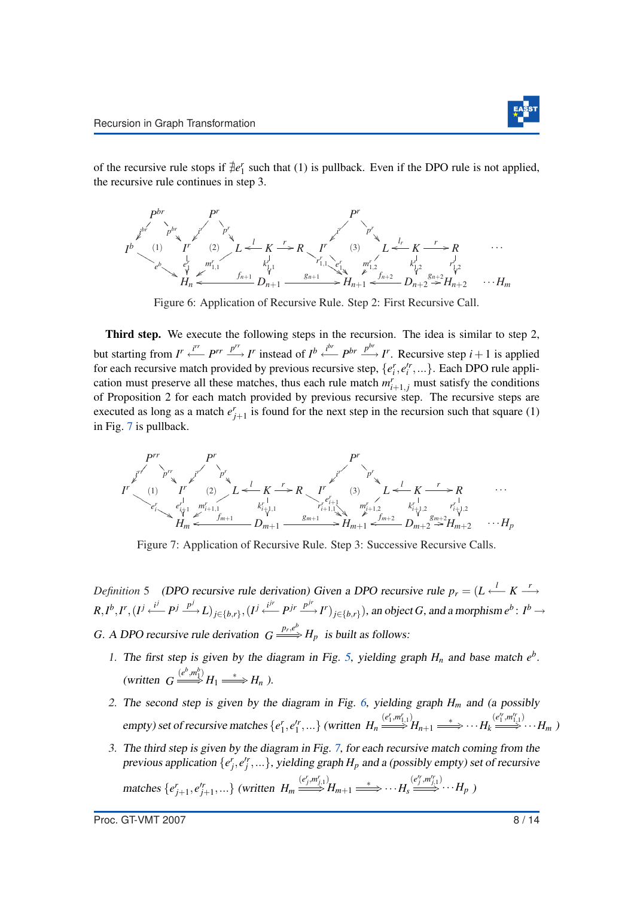of the recursive rule stops if $\nexists e^r_1$ such that (1) is pullback. Even if the DPO rule is not applied, the recursive rule continues in step 3.

Figure 6: Application of Recursive Rule. Step 2: First Recursive Call.

**Third step.** We execute the following steps in the recursion. The idea is similar to step 2, but starting from $I^r \overset{i^{rr}}{\longleftarrow} P^{rr} \overset{p^{rr}}{\longrightarrow} I^r$ instead of $I^b \overset{i^{br}}{\longleftarrow} P^{br} \overset{p^{br}}{\longrightarrow} I^r$. Recursive step $i+1$ is applied for each recursive match provided by previous recursive step, $\{e^r_i, e'^r_i, ...\}$. Each DPO rule application must preserve all these matches, thus each rule match $m^r_{i+1,j}$ must satisfy the conditions of Proposition 2 for each match provided by previous recursive step. The recursive steps are executed as long as a match $e^r_{j+1}$ is found for the next step in the recursion such that square (1) in Fig. 7 is pullback.

Figure 7: Application of Recursive Rule. Step 3: Successive Recursive Calls.

*Definition 5* *(DPO recursive rule derivation) Given a DPO recursive rule $p_r = (L \overset{l}{\longleftarrow} K \overset{r}{\longrightarrow} R, I^b, I^r, (I^j \overset{i^j}{\longleftarrow} P^j \overset{p^j}{\longrightarrow} L)_{j\in\{b,r\}}, (I^j \overset{i^{jr}}{\longleftarrow} P^{jr} \overset{p^{jr}}{\longrightarrow} I^r)_{j\in\{b,r\}})$, an object $G$, and a morphism $e^b\colon I^b \to G$. A DPO recursive rule derivation $G \overset{p_r,e^b}{\Longrightarrow} H_p$ is built as follows:*

1. *The first step is given by the diagram in Fig. 5, yielding graph $H_n$ and base match $e^b$. (written $G \overset{(e^b,m^b_1)}{\Longrightarrow} H_1 \overset{*}{\Longrightarrow} H_n$ ).*
2. *The second step is given by the diagram in Fig. 6, yielding graph $H_m$ and (a possibly empty) set of recursive matches $\{e^r_1, e'^r_1, ...\}$ (written $H_n \overset{(e^r_1,m^r_{1,1})}{\Longrightarrow} H_{n+1} \overset{*}{\Longrightarrow} \cdots H_k \overset{(e'^r_1,m'^r_{1,1})}{\Longrightarrow} \cdots H_m$ )*
3. *The third step is given by the diagram in Fig. 7, for each recursive match coming from the previous application $\{e^r_j, e'^r_j, ...\}$, yielding graph $H_p$ and a (possibly empty) set of recursive matches $\{e^r_{j+1}, e'^r_{j+1}, ...\}$ (written $H_m \overset{(e^r_j,m^r_{j,1})}{\Longrightarrow} H_{m+1} \overset{*}{\Longrightarrow} \cdots H_s \overset{(e'^r_j,m'^r_{j,1})}{\Longrightarrow} \cdots H_p$ )*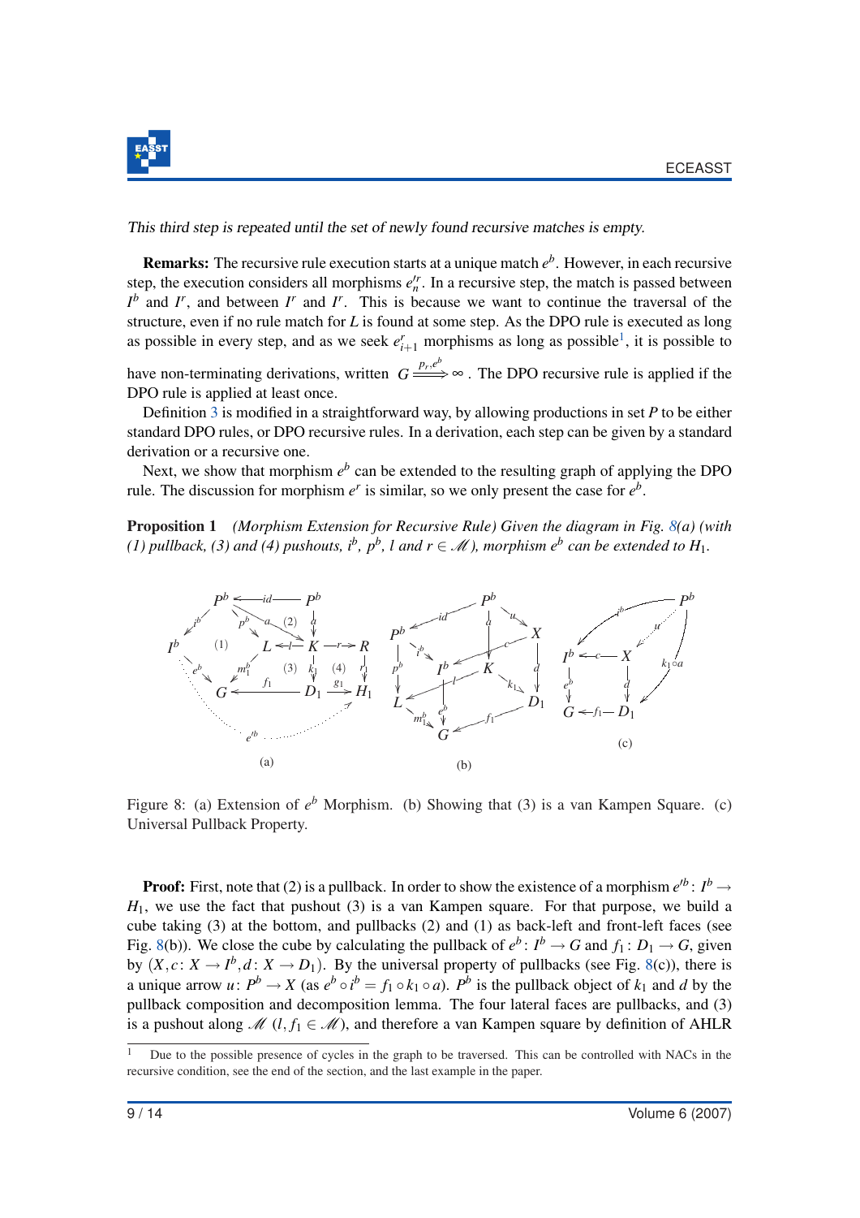*This third step is repeated until the set of newly found recursive matches is empty.*

**Remarks:** The recursive rule execution starts at a unique match $e^b$. However, in each recursive step, the execution considers all morphisms $e'^r_n$. In a recursive step, the match is passed between $I^b$ and $I^r$, and between $I^r$ and $I^r$. This is because we want to continue the traversal of the structure, even if no rule match for $L$ is found at some step. As the DPO rule is executed as long as possible in every step, and as we seek $e^r_{i+1}$ morphisms as long as possible[1], it is possible to have non-terminating derivations, written $G \overset{p_r, e^b}{\Longrightarrow} \infty$. The DPO recursive rule is applied if the DPO rule is applied at least once.

Definition 3 is modified in a straightforward way, by allowing productions in set $P$ to be either standard DPO rules, or DPO recursive rules. In a derivation, each step can be given by a standard derivation or a recursive one.

Next, we show that morphism $e^b$ can be extended to the resulting graph of applying the DPO rule. The discussion for morphism $e^r$ is similar, so we only present the case for $e^b$.

**Proposition 1** *(Morphism Extension for Recursive Rule) Given the diagram in Fig. 8(a) (with (1) pullback, (3) and (4) pushouts, $i^b$, $p^b$, $l$ and $r \in \mathscr{M}$), morphism $e^b$ can be extended to $H_1$.*

Figure 8: (a) Extension of $e^b$ Morphism. (b) Showing that (3) is a van Kampen Square. (c) Universal Pullback Property.

**Proof:** First, note that (2) is a pullback. In order to show the existence of a morphism $e'^b \colon I^b \to H_1$, we use the fact that pushout (3) is a van Kampen square. For that purpose, we build a cube taking (3) at the bottom, and pullbacks (2) and (1) as back-left and front-left faces (see Fig. 8(b)). We close the cube by calculating the pullback of $e^b \colon I^b \to G$ and $f_1 \colon D_1 \to G$, given by $(X, c \colon X \to I^b, d \colon X \to D_1)$. By the universal property of pullbacks (see Fig. 8(c)), there is a unique arrow $u \colon P^b \to X$ (as $e^b \circ i^b = f_1 \circ k_1 \circ a$). $P^b$ is the pullback object of $k_1$ and $d$ by the pullback composition and decomposition lemma. The four lateral faces are pullbacks, and (3) is a pushout along $\mathscr{M}$ $(l, f_1 \in \mathscr{M})$, and therefore a van Kampen square by definition of AHLR

[1] Due to the possible presence of cycles in the graph to be traversed. This can be controlled with NACs in the recursive condition, see the end of the section, and the last example in the paper.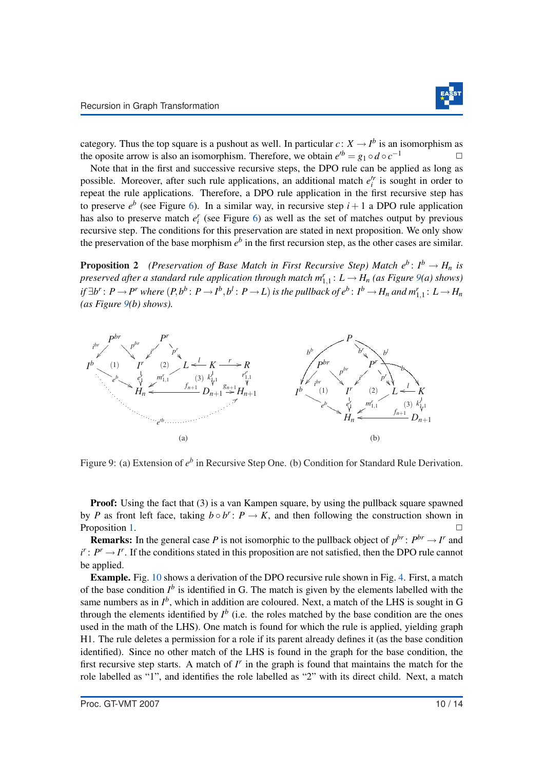category. Thus the top square is a pushout as well. In particular $c\colon X \to I^b$ is an isomorphism as the oposite arrow is also an isomorphism. Therefore, we obtain $e'^b = g_1 \circ d \circ c^{-1}$ □

Note that in the first and successive recursive steps, the DPO rule can be applied as long as possible. Moreover, after such rule applications, an additional match $e_i'^r$ is sought in order to repeat the rule applications. Therefore, a DPO rule application in the first recursive step has to preserve $e^b$ (see Figure 6). In a similar way, in recursive step $i+1$ a DPO rule application has also to preserve match $e_i^r$ (see Figure 6) as well as the set of matches output by previous recursive step. The conditions for this preservation are stated in next proposition. We only show the preservation of the base morphism $e^b$ in the first recursion step, as the other cases are similar.

**Proposition 2** *(Preservation of Base Match in First Recursive Step) Match $e^b\colon I^b \to H_n$ is preserved after a standard rule application through match $m_{1,1}^r\colon L \to H_n$ (as Figure 9(a) shows) if $\exists b^r\colon P \to P^r$ where $(P, b^b\colon P \to I^b, b^l\colon P \to L)$ is the pullback of $e^b\colon I^b \to H_n$ and $m_{1,1}^r\colon L \to H_n$ (as Figure 9(b) shows).*

Figure 9: (a) Extension of $e^b$ in Recursive Step One. (b) Condition for Standard Rule Derivation.

**Proof:** Using the fact that (3) is a van Kampen square, by using the pullback square spawned by $P$ as front left face, taking $b \circ b^r\colon P \to K$, and then following the construction shown in Proposition 1. □

**Remarks:** In the general case $P$ is not isomorphic to the pullback object of $p^{br}\colon P^{br} \to I^r$ and $i^r\colon P^r \to I^r$. If the conditions stated in this proposition are not satisfied, then the DPO rule cannot be applied.

**Example.** Fig. 10 shows a derivation of the DPO recursive rule shown in Fig. 4. First, a match of the base condition $I^b$ is identified in G. The match is given by the elements labelled with the same numbers as in $I^b$, which in addition are coloured. Next, a match of the LHS is sought in G through the elements identified by $I^b$ (i.e. the roles matched by the base condition are the ones used in the math of the LHS). One match is found for which the rule is applied, yielding graph H1. The rule deletes a permission for a role if its parent already defines it (as the base condition identified). Since no other match of the LHS is found in the graph for the base condition, the first recursive step starts. A match of $I^r$ in the graph is found that maintains the match for the role labelled as "1", and identifies the role labelled as "2" with its direct child. Next, a match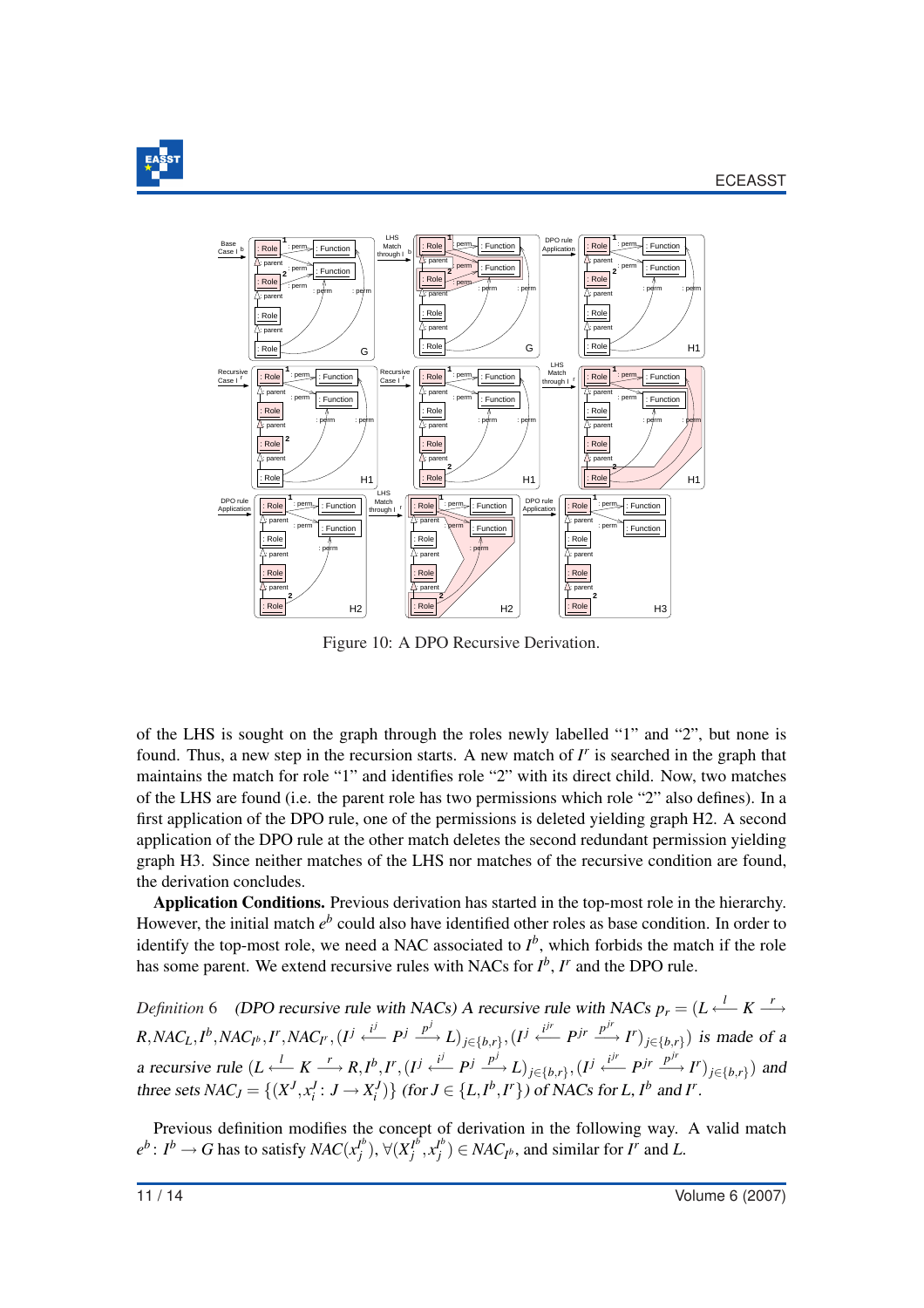Figure 10: A DPO Recursive Derivation.

of the LHS is sought on the graph through the roles newly labelled “1” and “2”, but none is found. Thus, a new step in the recursion starts. A new match of $I^r$ is searched in the graph that maintains the match for role “1” and identifies role “2” with its direct child. Now, two matches of the LHS are found (i.e. the parent role has two permissions which role “2” also defines). In a first application of the DPO rule, one of the permissions is deleted yielding graph H2. A second application of the DPO rule at the other match deletes the second redundant permission yielding graph H3. Since neither matches of the LHS nor matches of the recursive condition are found, the derivation concludes.

**Application Conditions.** Previous derivation has started in the top-most role in the hierarchy. However, the initial match $e^b$ could also have identified other roles as base condition. In order to identify the top-most role, we need a NAC associated to $I^b$, which forbids the match if the role has some parent. We extend recursive rules with NACs for $I^b$, $I^r$ and the DPO rule.

*Definition 6* *(DPO recursive rule with NACs) A recursive rule with NACs* $p_r = (L \xleftarrow{l} K \xrightarrow{r} R, NAC_L, I^b, NAC_{I^b}, I^r, NAC_{I^r}, (I^j \xleftarrow{i^j} P^j \xrightarrow{p^j} L)_{j\in\{b,r\}}, (I^j \xleftarrow{i^{jr}} P^{jr} \xrightarrow{p^{jr}} I^r)_{j\in\{b,r\}})$ *is made of a recursive rule* $(L \xleftarrow{l} K \xrightarrow{r} R, I^b, I^r, (I^j \xleftarrow{i^j} P^j \xrightarrow{p^j} L)_{j\in\{b,r\}}, (I^j \xleftarrow{i^{jr}} P^{jr} \xrightarrow{p^{jr}} I^r)_{j\in\{b,r\}})$ *and three sets* $NAC_J = \{(X^J, x^J_i : J \to X^J_i)\}$ *(for* $J \in \{L, I^b, I^r\}$*) of NACs for* $L$*,* $I^b$ *and* $I^r$*.*

Previous definition modifies the concept of derivation in the following way. A valid match $e^b : I^b \to G$ has to satisfy $NAC(x^{I^b}_j)$, $\forall (X^{I^b}_j, x^{I^b}_j) \in NAC_{I^b}$, and similar for $I^r$ and $L$.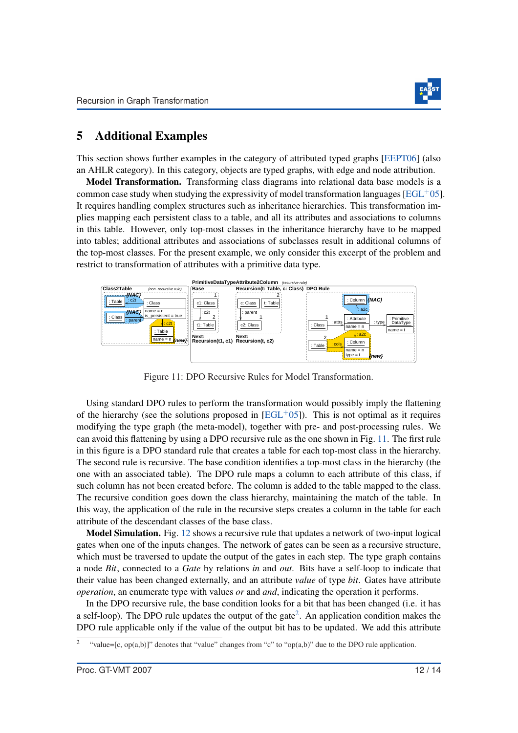## 5 Additional Examples

This section shows further examples in the category of attributed typed graphs [EEPT06] (also an AHLR category). In this category, objects are typed graphs, with edge and node attribution.

**Model Transformation.** Transforming class diagrams into relational data base models is a common case study when studying the expressivity of model transformation languages [EGL+05]. It requires handling complex structures such as inheritance hierarchies. This transformation implies mapping each persistent class to a table, and all its attributes and associations to columns in this table. However, only top-most classes in the inheritance hierarchy have to be mapped into tables; additional attributes and associations of subclasses result in additional columns of the top-most classes. For the present example, we only consider this excerpt of the problem and restrict to transformation of attributes with a primitive data type.

Figure 11: DPO Recursive Rules for Model Transformation.

Using standard DPO rules to perform the transformation would possibly imply the flattening of the hierarchy (see the solutions proposed in [EGL+05]). This is not optimal as it requires modifying the type graph (the meta-model), together with pre- and post-processing rules. We can avoid this flattening by using a DPO recursive rule as the one shown in Fig. 11. The first rule in this figure is a DPO standard rule that creates a table for each top-most class in the hierarchy. The second rule is recursive. The base condition identifies a top-most class in the hierarchy (the one with an associated table). The DPO rule maps a column to each attribute of this class, if such column has not been created before. The column is added to the table mapped to the class. The recursive condition goes down the class hierarchy, maintaining the match of the table. In this way, the application of the rule in the recursive steps creates a column in the table for each attribute of the descendant classes of the base class.

**Model Simulation.** Fig. 12 shows a recursive rule that updates a network of two-input logical gates when one of the inputs changes. The network of gates can be seen as a recursive structure, which must be traversed to update the output of the gates in each step. The type graph contains a node *Bit*, connected to a *Gate* by relations *in* and *out*. Bits have a self-loop to indicate that their value has been changed externally, and an attribute *value* of type *bit*. Gates have attribute *operation*, an enumerate type with values *or* and *and*, indicating the operation it performs.

In the DPO recursive rule, the base condition looks for a bit that has been changed (i.e. it has a self-loop). The DPO rule updates the output of the gate[2]. An application condition makes the DPO rule applicable only if the value of the output bit has to be updated. We add this attribute

[2] "value=[c, op(a,b)]" denotes that "value" changes from "c" to "op(a,b)" due to the DPO rule application.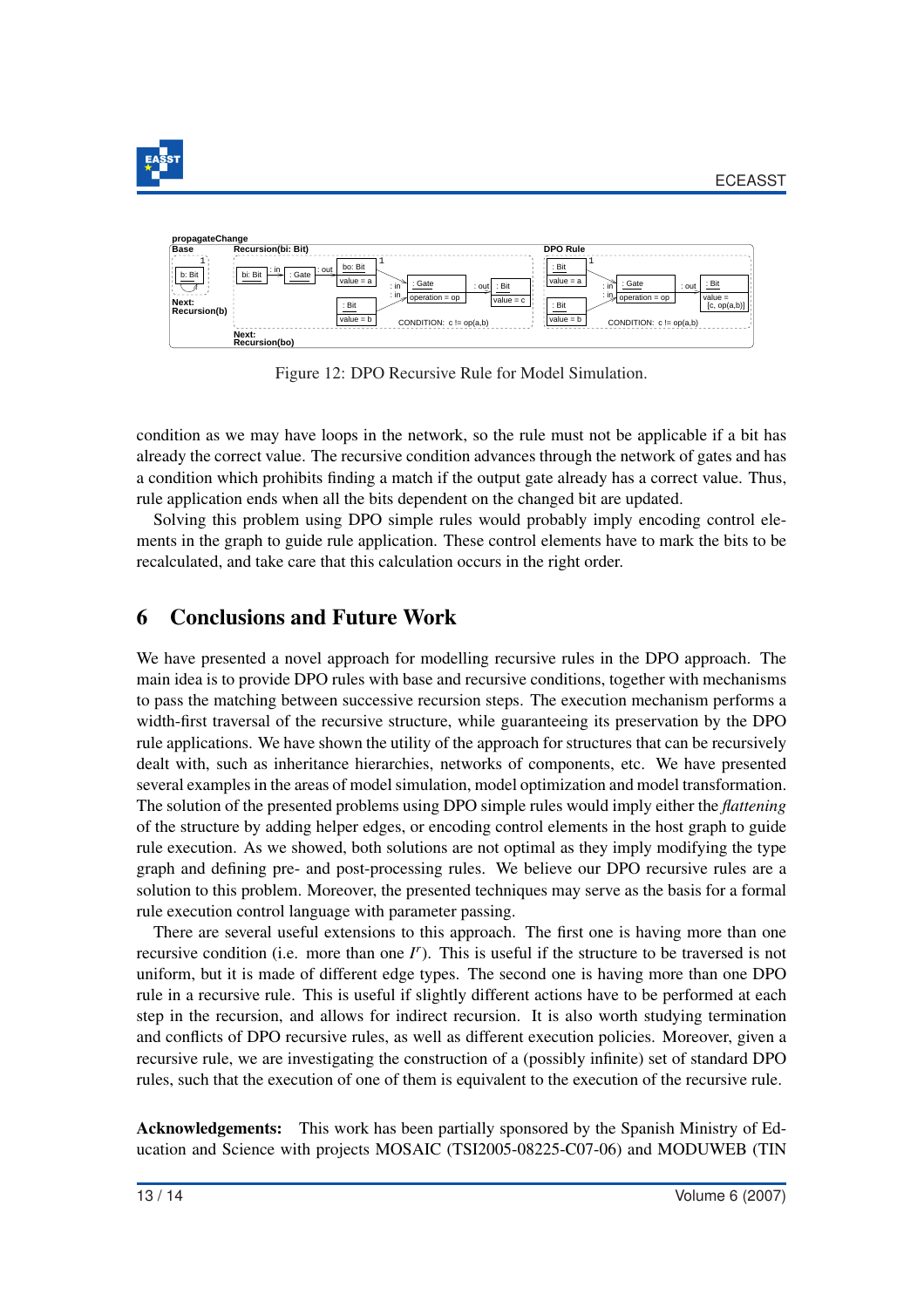Figure 12: DPO Recursive Rule for Model Simulation.

condition as we may have loops in the network, so the rule must not be applicable if a bit has already the correct value. The recursive condition advances through the network of gates and has a condition which prohibits finding a match if the output gate already has a correct value. Thus, rule application ends when all the bits dependent on the changed bit are updated.

Solving this problem using DPO simple rules would probably imply encoding control elements in the graph to guide rule application. These control elements have to mark the bits to be recalculated, and take care that this calculation occurs in the right order.

## 6 Conclusions and Future Work

We have presented a novel approach for modelling recursive rules in the DPO approach. The main idea is to provide DPO rules with base and recursive conditions, together with mechanisms to pass the matching between successive recursion steps. The execution mechanism performs a width-first traversal of the recursive structure, while guaranteeing its preservation by the DPO rule applications. We have shown the utility of the approach for structures that can be recursively dealt with, such as inheritance hierarchies, networks of components, etc. We have presented several examples in the areas of model simulation, model optimization and model transformation. The solution of the presented problems using DPO simple rules would imply either the *flattening* of the structure by adding helper edges, or encoding control elements in the host graph to guide rule execution. As we showed, both solutions are not optimal as they imply modifying the type graph and defining pre- and post-processing rules. We believe our DPO recursive rules are a solution to this problem. Moreover, the presented techniques may serve as the basis for a formal rule execution control language with parameter passing.

There are several useful extensions to this approach. The first one is having more than one recursive condition (i.e. more than one $I^r$). This is useful if the structure to be traversed is not uniform, but it is made of different edge types. The second one is having more than one DPO rule in a recursive rule. This is useful if slightly different actions have to be performed at each step in the recursion, and allows for indirect recursion. It is also worth studying termination and conflicts of DPO recursive rules, as well as different execution policies. Moreover, given a recursive rule, we are investigating the construction of a (possibly infinite) set of standard DPO rules, such that the execution of one of them is equivalent to the execution of the recursive rule.

**Acknowledgements:** This work has been partially sponsored by the Spanish Ministry of Education and Science with projects MOSAIC (TSI2005-08225-C07-06) and MODUWEB (TIN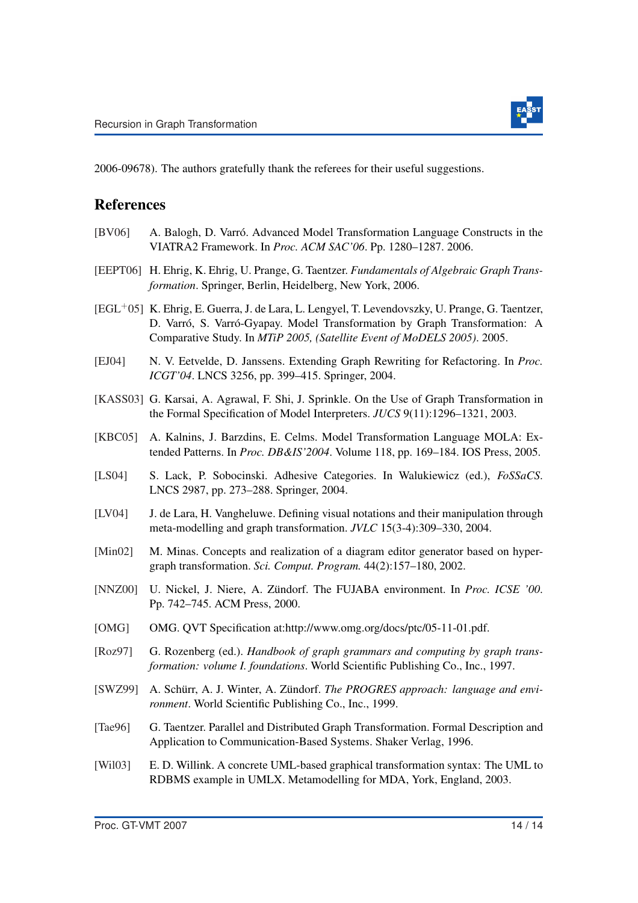2006-09678). The authors gratefully thank the referees for their useful suggestions.

## References

[BV06] A. Balogh, D. Varró. Advanced Model Transformation Language Constructs in the VIATRA2 Framework. In *Proc. ACM SAC'06*. Pp. 1280–1287. 2006.

[EEPT06] H. Ehrig, K. Ehrig, U. Prange, G. Taentzer. *Fundamentals of Algebraic Graph Transformation*. Springer, Berlin, Heidelberg, New York, 2006.

[EGL+05] K. Ehrig, E. Guerra, J. de Lara, L. Lengyel, T. Levendovszky, U. Prange, G. Taentzer, D. Varró, S. Varró-Gyapay. Model Transformation by Graph Transformation: A Comparative Study. In *MTiP 2005, (Satellite Event of MoDELS 2005)*. 2005.

[EJ04] N. V. Eetvelde, D. Janssens. Extending Graph Rewriting for Refactoring. In *Proc. ICGT'04*. LNCS 3256, pp. 399–415. Springer, 2004.

[KASS03] G. Karsai, A. Agrawal, F. Shi, J. Sprinkle. On the Use of Graph Transformation in the Formal Specification of Model Interpreters. *JUCS* 9(11):1296–1321, 2003.

[KBC05] A. Kalnins, J. Barzdins, E. Celms. Model Transformation Language MOLA: Extended Patterns. In *Proc. DB&IS'2004*. Volume 118, pp. 169–184. IOS Press, 2005.

[LS04] S. Lack, P. Sobocinski. Adhesive Categories. In Walukiewicz (ed.), *FoSSaCS*. LNCS 2987, pp. 273–288. Springer, 2004.

[LV04] J. de Lara, H. Vangheluwe. Defining visual notations and their manipulation through meta-modelling and graph transformation. *JVLC* 15(3-4):309–330, 2004.

[Min02] M. Minas. Concepts and realization of a diagram editor generator based on hypergraph transformation. *Sci. Comput. Program.* 44(2):157–180, 2002.

[NNZ00] U. Nickel, J. Niere, A. Zündorf. The FUJABA environment. In *Proc. ICSE '00*. Pp. 742–745. ACM Press, 2000.

[OMG] OMG. QVT Specification at:http://www.omg.org/docs/ptc/05-11-01.pdf.

[Roz97] G. Rozenberg (ed.). *Handbook of graph grammars and computing by graph transformation: volume I. foundations*. World Scientific Publishing Co., Inc., 1997.

[SWZ99] A. Schürr, A. J. Winter, A. Zündorf. *The PROGRES approach: language and environment*. World Scientific Publishing Co., Inc., 1999.

[Tae96] G. Taentzer. Parallel and Distributed Graph Transformation. Formal Description and Application to Communication-Based Systems. Shaker Verlag, 1996.

[Wil03] E. D. Willink. A concrete UML-based graphical transformation syntax: The UML to RDBMS example in UMLX. Metamodelling for MDA, York, England, 2003.